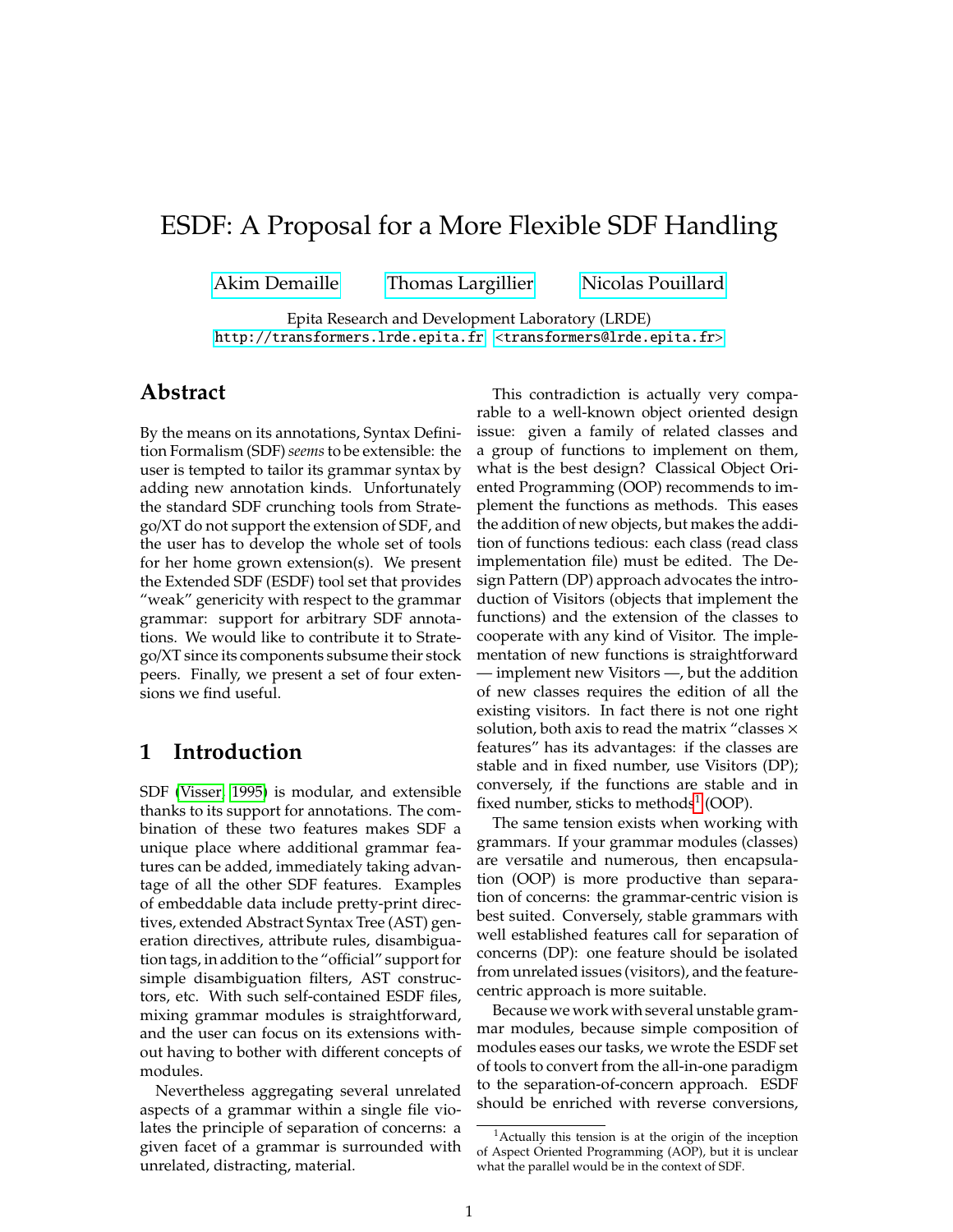# ESDF: A Proposal for a More Flexible SDF Handling

Akim Demaille    Thomas Largillier    Nicolas Pouillard

Epita Research and Development Laboratory (LRDE)
http://transformers.lrde.epita.fr <transformers@lrde.epita.fr>

## Abstract

By the means on its annotations, Syntax Definition Formalism (SDF) *seems* to be extensible: the user is tempted to tailor its grammar syntax by adding new annotation kinds. Unfortunately the standard SDF crunching tools from Stratego/XT do not support the extension of SDF, and the user has to develop the whole set of tools for her home grown extension(s). We present the Extended SDF (ESDF) tool set that provides "weak" genericity with respect to the grammar grammar: support for arbitrary SDF annotations. We would like to contribute it to Stratego/XT since its components subsume their stock peers. Finally, we present a set of four extensions we find useful.

## 1 Introduction

SDF (Visser, 1995) is modular, and extensible thanks to its support for annotations. The combination of these two features makes SDF a unique place where additional grammar features can be added, immediately taking advantage of all the other SDF features. Examples of embeddable data include pretty-print directives, extended Abstract Syntax Tree (AST) generation directives, attribute rules, disambiguation tags, in addition to the "official" support for simple disambiguation filters, AST constructors, etc. With such self-contained ESDF files, mixing grammar modules is straightforward, and the user can focus on its extensions without having to bother with different concepts of modules.

Nevertheless aggregating several unrelated aspects of a grammar within a single file violates the principle of separation of concerns: a given facet of a grammar is surrounded with unrelated, distracting, material.

This contradiction is actually very comparable to a well-known object oriented design issue: given a family of related classes and a group of functions to implement on them, what is the best design? Classical Object Oriented Programming (OOP) recommends to implement the functions as methods. This eases the addition of new objects, but makes the addition of functions tedious: each class (read class implementation file) must be edited. The Design Pattern (DP) approach advocates the introduction of Visitors (objects that implement the functions) and the extension of the classes to cooperate with any kind of Visitor. The implementation of new functions is straightforward — implement new Visitors —, but the addition of new classes requires the edition of all the existing visitors. In fact there is not one right solution, both axis to read the matrix "classes $\times$ features" has its advantages: if the classes are stable and in fixed number, use Visitors (DP); conversely, if the functions are stable and in fixed number, sticks to methods[1] (OOP).

The same tension exists when working with grammars. If your grammar modules (classes) are versatile and numerous, then encapsulation (OOP) is more productive than separation of concerns: the grammar-centric vision is best suited. Conversely, stable grammars with well established features call for separation of concerns (DP): one feature should be isolated from unrelated issues (visitors), and the feature-centric approach is more suitable.

Because we work with several unstable grammar modules, because simple composition of modules eases our tasks, we wrote the ESDF set of tools to convert from the all-in-one paradigm to the separation-of-concern approach. ESDF should be enriched with reverse conversions,

[1] Actually this tension is at the origin of the inception of Aspect Oriented Programming (AOP), but it is unclear what the parallel would be in the context of SDF.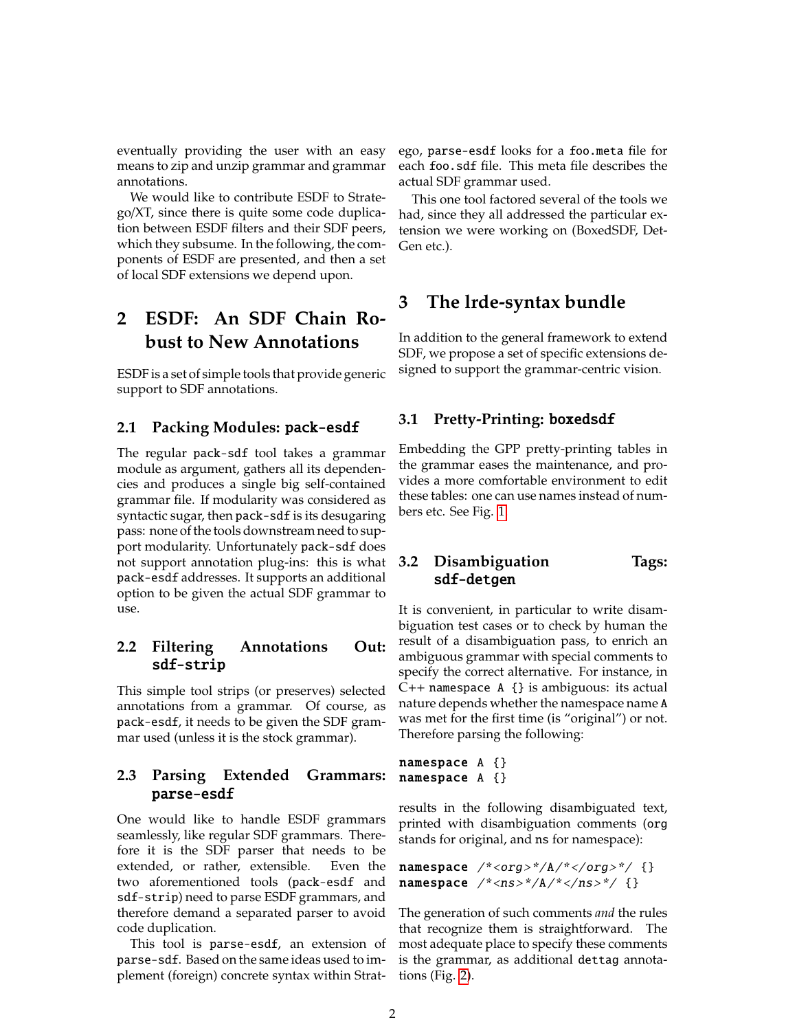eventually providing the user with an easy means to zip and unzip grammar and grammar annotations.

We would like to contribute ESDF to Stratego/XT, since there is quite some code duplication between ESDF filters and their SDF peers, which they subsume. In the following, the components of ESDF are presented, and then a set of local SDF extensions we depend upon.

## 2 ESDF: An SDF Chain Robust to New Annotations

ESDF is a set of simple tools that provide generic support to SDF annotations.

### 2.1 Packing Modules: `pack-esdf`

The regular `pack-sdf` tool takes a grammar module as argument, gathers all its dependencies and produces a single big self-contained grammar file. If modularity was considered as syntactic sugar, then `pack-sdf` is its desugaring pass: none of the tools downstream need to support modularity. Unfortunately `pack-sdf` does not support annotation plug-ins: this is what `pack-esdf` addresses. It supports an additional option to be given the actual SDF grammar to use.

### 2.2 Filtering Annotations Out: `sdf-strip`

This simple tool strips (or preserves) selected annotations from a grammar. Of course, as `pack-esdf`, it needs to be given the SDF grammar used (unless it is the stock grammar).

### 2.3 Parsing Extended Grammars: `parse-esdf`

One would like to handle ESDF grammars seamlessly, like regular SDF grammars. Therefore it is the SDF parser that needs to be extended, or rather, extensible. Even the two aforementioned tools (`pack-esdf` and `sdf-strip`) need to parse ESDF grammars, and therefore demand a separated parser to avoid code duplication.

This tool is `parse-esdf`, an extension of `parse-sdf`. Based on the same ideas used to implement (foreign) concrete syntax within Stratego, `parse-esdf` looks for a `foo.meta` file for each `foo.sdf` file. This meta file describes the actual SDF grammar used.

This one tool factored several of the tools we had, since they all addressed the particular extension we were working on (BoxedSDF, DetGen etc.).

## 3 The lrde-syntax bundle

In addition to the general framework to extend SDF, we propose a set of specific extensions designed to support the grammar-centric vision.

### 3.1 Pretty-Printing: `boxedsdf`

Embedding the GPP pretty-printing tables in the grammar eases the maintenance, and provides a more comfortable environment to edit these tables: one can use names instead of numbers etc. See Fig. 1

### 3.2 Disambiguation Tags: `sdf-detgen`

It is convenient, in particular to write disambiguation test cases or to check by human the result of a disambiguation pass, to enrich an ambiguous grammar with special comments to specify the correct alternative. For instance, in C++ `namespace A {}` is ambiguous: its actual nature depends whether the namespace name `A` was met for the first time (is "original") or not. Therefore parsing the following:

```
namespace A {}
namespace A {}
```

results in the following disambiguated text, printed with disambiguation comments (`org` stands for original, and `ns` for namespace):

```
namespace /*<org>*/A/*</org>*/ {}
namespace /*<ns>*/A/*</ns>*/ {}
```

The generation of such comments *and* the rules that recognize them is straightforward. The most adequate place to specify these comments is the grammar, as additional `dettag` annotations (Fig. 2).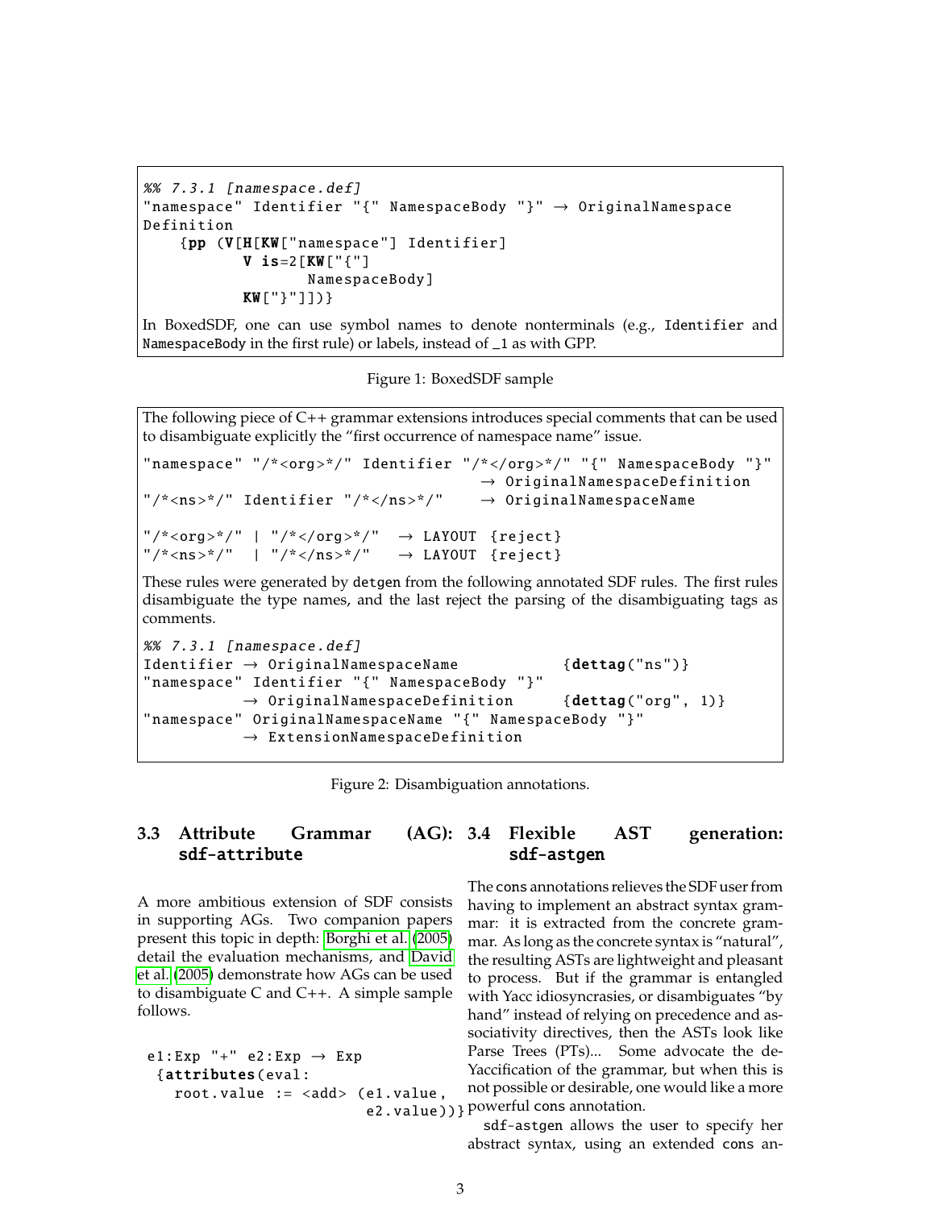```
%% 7.3.1 [namespace.def]
"namespace" Identifier "{" NamespaceBody "}" → OriginalNamespace
Definition
    {pp (V[H[KW["namespace"] Identifier]
          V is=2[KW["{"]
                 NamespaceBody]
          KW["}"]])}
```

In BoxedSDF, one can use symbol names to denote nonterminals (e.g., `Identifier` and `NamespaceBody` in the first rule) or labels, instead of _1 as with GPP.

Figure 1: BoxedSDF sample

The following piece of C++ grammar extensions introduces special comments that can be used to disambiguate explicitly the "first occurrence of namespace name" issue.

```
"namespace" "/*<org>*/" Identifier "/*</org>*/" "{" NamespaceBody "}"
                                         → OriginalNamespaceDefinition
"/*<ns>*/" Identifier "/*</ns>*/"        → OriginalNamespaceName

"/*<org>*/" | "/*</org>*/"  → LAYOUT {reject}
"/*<ns>*/"  | "/*</ns>*/"   → LAYOUT {reject}
```

These rules were generated by `detgen` from the following annotated SDF rules. The first rules disambiguate the type names, and the last reject the parsing of the disambiguating tags as comments.

```
%% 7.3.1 [namespace.def]
Identifier → OriginalNamespaceName            {dettag("ns")}
"namespace" Identifier "{" NamespaceBody "}"
          → OriginalNamespaceDefinition       {dettag("org", 1)}
"namespace" OriginalNamespaceName "{" NamespaceBody "}"
          → ExtensionNamespaceDefinition
```

Figure 2: Disambiguation annotations.

### 3.3 Attribute Grammar (AG): `sdf-attribute`

A more ambitious extension of SDF consists in supporting AGs. Two companion papers present this topic in depth: Borghi et al. (2005) detail the evaluation mechanisms, and David et al. (2005) demonstrate how AGs can be used to disambiguate C and C++. A simple sample follows.

```
e1:Exp "+" e2:Exp → Exp
 {attributes(eval:
   root.value := <add> (e1.value,
                        e2.value))}
```

### 3.4 Flexible AST generation: `sdf-astgen`

The `cons` annotations relieves the SDF user from having to implement an abstract syntax grammar: it is extracted from the concrete grammar. As long as the concrete syntax is "natural", the resulting ASTs are lightweight and pleasant to process. But if the grammar is entangled with Yacc idiosyncrasies, or disambiguates "by hand" instead of relying on precedence and associativity directives, then the ASTs look like Parse Trees (PTs)... Some advocate the de-Yaccification of the grammar, but when this is not possible or desirable, one would like a more powerful `cons` annotation.

`sdf-astgen` allows the user to specify her abstract syntax, using an extended `cons` an-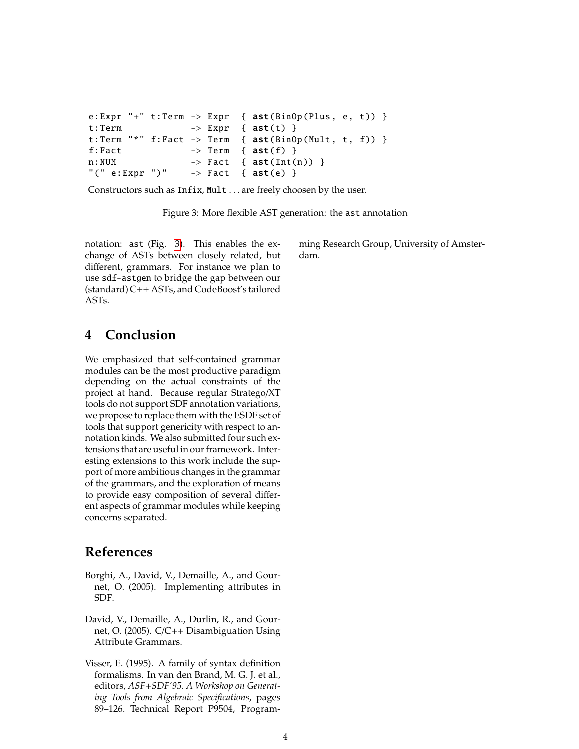```
e:Expr "+" t:Term -> Expr  { ast(BinOp(Plus, e, t)) }
t:Term            -> Expr  { ast(t) }
t:Term "*" f:Fact -> Term  { ast(BinOp(Mult, t, f)) }
f:Fact            -> Term  { ast(f) }
n:NUM             -> Fact  { ast(Int(n)) }
"(" e:Expr ")"    -> Fact  { ast(e) }
```

Constructors such as `Infix`, `Mult` . . . are freely choosen by the user.

Figure 3: More flexible AST generation: the `ast` annotation

notation: `ast` (Fig. 3). This enables the exchange of ASTs between closely related, but different, grammars. For instance we plan to use `sdf-astgen` to bridge the gap between our (standard) C++ ASTs, and CodeBoost's tailored ASTs.

## 4 Conclusion

We emphasized that self-contained grammar modules can be the most productive paradigm depending on the actual constraints of the project at hand. Because regular Stratego/XT tools do not support SDF annotation variations, we propose to replace them with the ESDF set of tools that support genericity with respect to annotation kinds. We also submitted four such extensions that are useful in our framework. Interesting extensions to this work include the support of more ambitious changes in the grammar of the grammars, and the exploration of means to provide easy composition of several different aspects of grammar modules while keeping concerns separated.

## References

Borghi, A., David, V., Demaille, A., and Gournet, O. (2005). Implementing attributes in SDF.

David, V., Demaille, A., Durlin, R., and Gournet, O. (2005). C/C++ Disambiguation Using Attribute Grammars.

Visser, E. (1995). A family of syntax definition formalisms. In van den Brand, M. G. J. et al., editors, *ASF+SDF'95. A Workshop on Generating Tools from Algebraic Specifications*, pages 89–126. Technical Report P9504, Programming Research Group, University of Amsterdam.